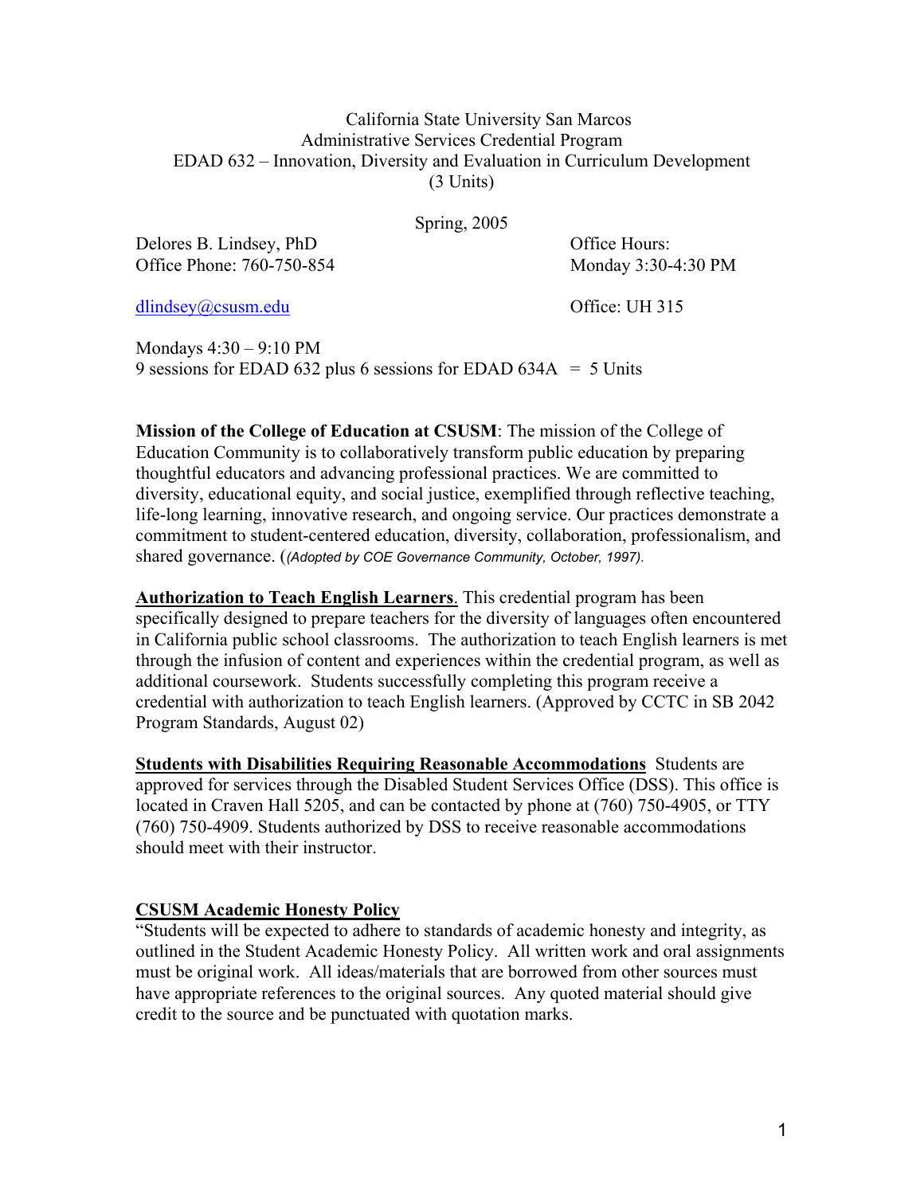California State University San Marcos
Administrative Services Credential Program
EDAD 632 – Innovation, Diversity and Evaluation in Curriculum Development
(3 Units)

Spring, 2005

Delores B. Lindsey, PhD
Office Phone: 760-750-854

dlindsey@csusm.edu

Office Hours:
Monday 3:30-4:30 PM

Office: UH 315

Mondays 4:30 – 9:10 PM
9 sessions for EDAD 632 plus 6 sessions for EDAD 634A = 5 Units

**Mission of the College of Education at CSUSM**: The mission of the College of Education Community is to collaboratively transform public education by preparing thoughtful educators and advancing professional practices. We are committed to diversity, educational equity, and social justice, exemplified through reflective teaching, life-long learning, innovative research, and ongoing service. Our practices demonstrate a commitment to student-centered education, diversity, collaboration, professionalism, and shared governance. (*(Adopted by COE Governance Community, October, 1997).*

**Authorization to Teach English Learners**. This credential program has been specifically designed to prepare teachers for the diversity of languages often encountered in California public school classrooms. The authorization to teach English learners is met through the infusion of content and experiences within the credential program, as well as additional coursework. Students successfully completing this program receive a credential with authorization to teach English learners. (Approved by CCTC in SB 2042 Program Standards, August 02)

**Students with Disabilities Requiring Reasonable Accommodations** Students are approved for services through the Disabled Student Services Office (DSS). This office is located in Craven Hall 5205, and can be contacted by phone at (760) 750-4905, or TTY (760) 750-4909. Students authorized by DSS to receive reasonable accommodations should meet with their instructor.

**CSUSM Academic Honesty Policy**

"Students will be expected to adhere to standards of academic honesty and integrity, as outlined in the Student Academic Honesty Policy. All written work and oral assignments must be original work. All ideas/materials that are borrowed from other sources must have appropriate references to the original sources. Any quoted material should give credit to the source and be punctuated with quotation marks.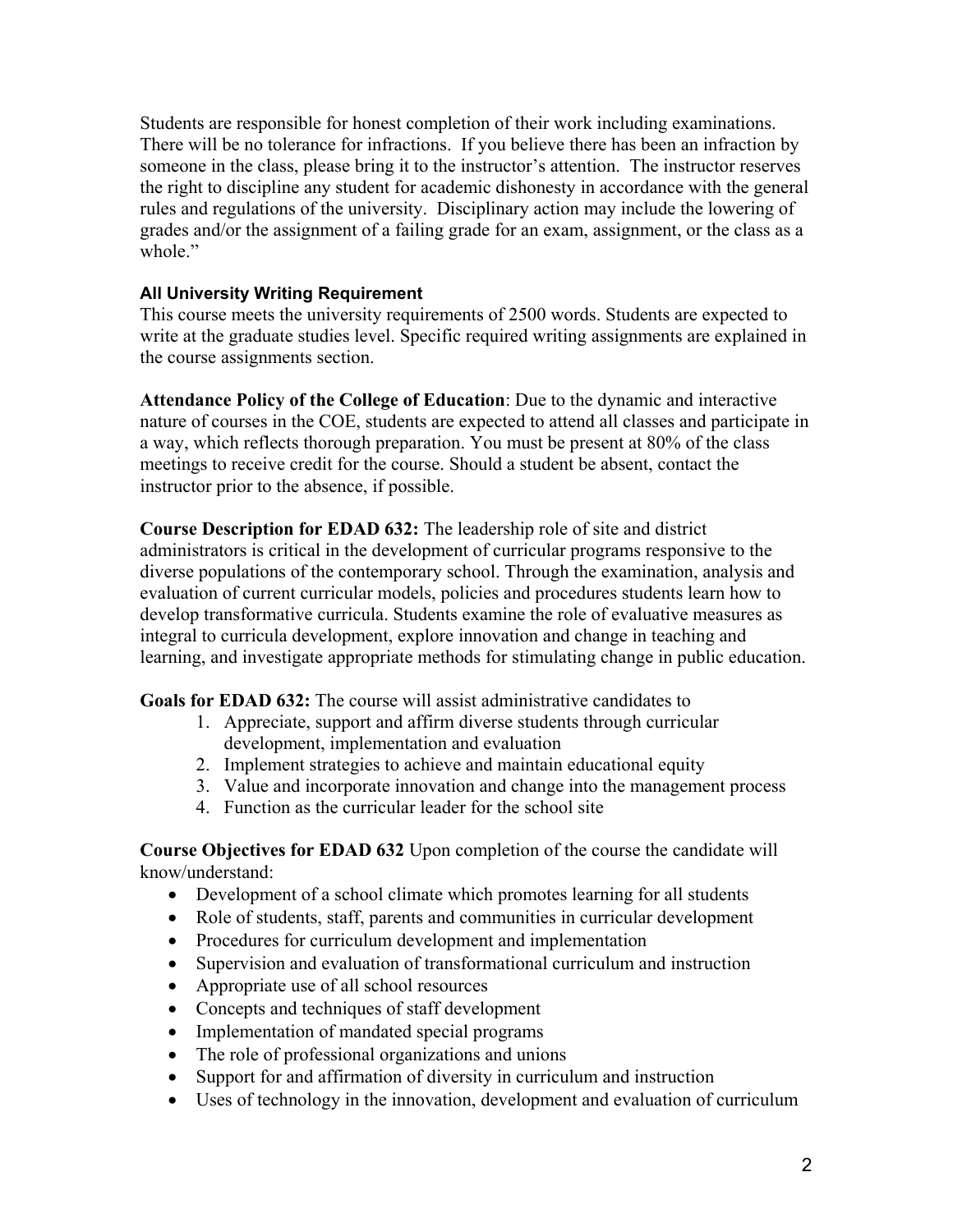Students are responsible for honest completion of their work including examinations. There will be no tolerance for infractions. If you believe there has been an infraction by someone in the class, please bring it to the instructor's attention. The instructor reserves the right to discipline any student for academic dishonesty in accordance with the general rules and regulations of the university. Disciplinary action may include the lowering of grades and/or the assignment of a failing grade for an exam, assignment, or the class as a whole."

#### All University Writing Requirement

This course meets the university requirements of 2500 words. Students are expected to write at the graduate studies level. Specific required writing assignments are explained in the course assignments section.

**Attendance Policy of the College of Education**: Due to the dynamic and interactive nature of courses in the COE, students are expected to attend all classes and participate in a way, which reflects thorough preparation. You must be present at 80% of the class meetings to receive credit for the course. Should a student be absent, contact the instructor prior to the absence, if possible.

**Course Description for EDAD 632:** The leadership role of site and district administrators is critical in the development of curricular programs responsive to the diverse populations of the contemporary school. Through the examination, analysis and evaluation of current curricular models, policies and procedures students learn how to develop transformative curricula. Students examine the role of evaluative measures as integral to curricula development, explore innovation and change in teaching and learning, and investigate appropriate methods for stimulating change in public education.

**Goals for EDAD 632:** The course will assist administrative candidates to

1. Appreciate, support and affirm diverse students through curricular development, implementation and evaluation
2. Implement strategies to achieve and maintain educational equity
3. Value and incorporate innovation and change into the management process
4. Function as the curricular leader for the school site

**Course Objectives for EDAD 632** Upon completion of the course the candidate will know/understand:

- Development of a school climate which promotes learning for all students
- Role of students, staff, parents and communities in curricular development
- Procedures for curriculum development and implementation
- Supervision and evaluation of transformational curriculum and instruction
- Appropriate use of all school resources
- Concepts and techniques of staff development
- Implementation of mandated special programs
- The role of professional organizations and unions
- Support for and affirmation of diversity in curriculum and instruction
- Uses of technology in the innovation, development and evaluation of curriculum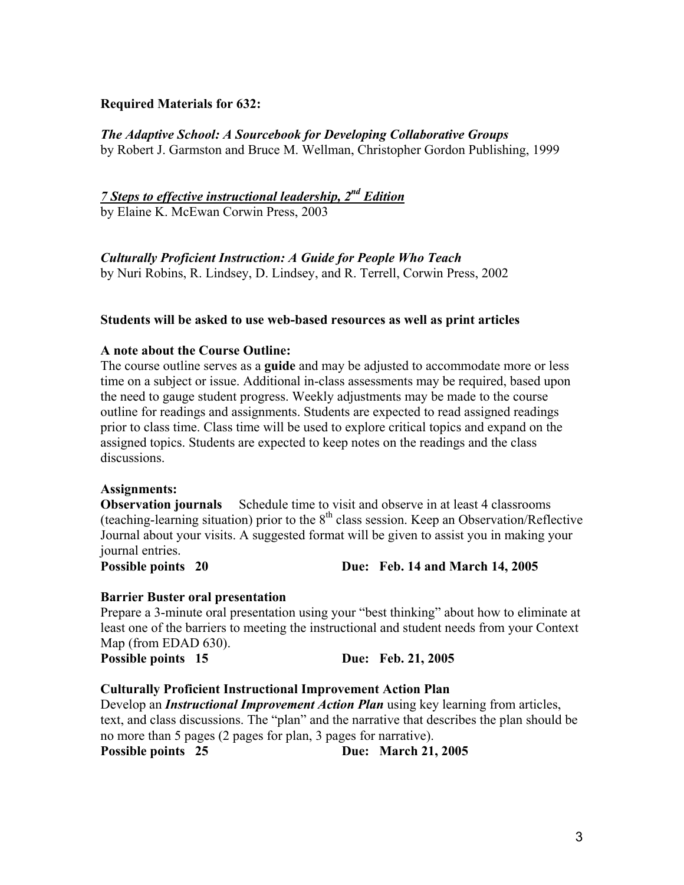**Required Materials for 632:**

***The Adaptive School: A Sourcebook for Developing Collaborative Groups***
by Robert J. Garmston and Bruce M. Wellman, Christopher Gordon Publishing, 1999

***7 Steps to effective instructional leadership, 2nd Edition***
by Elaine K. McEwan Corwin Press, 2003

***Culturally Proficient Instruction: A Guide for People Who Teach***
by Nuri Robins, R. Lindsey, D. Lindsey, and R. Terrell, Corwin Press, 2002

**Students will be asked to use web-based resources as well as print articles**

**A note about the Course Outline:**
The course outline serves as a **guide** and may be adjusted to accommodate more or less time on a subject or issue. Additional in-class assessments may be required, based upon the need to gauge student progress. Weekly adjustments may be made to the course outline for readings and assignments. Students are expected to read assigned readings prior to class time. Class time will be used to explore critical topics and expand on the assigned topics. Students are expected to keep notes on the readings and the class discussions.

**Assignments:**

**Observation journals** Schedule time to visit and observe in at least 4 classrooms (teaching-learning situation) prior to the 8th class session. Keep an Observation/Reflective Journal about your visits. A suggested format will be given to assist you in making your journal entries.
**Possible points 20** **Due: Feb. 14 and March 14, 2005**

**Barrier Buster oral presentation**
Prepare a 3-minute oral presentation using your "best thinking" about how to eliminate at least one of the barriers to meeting the instructional and student needs from your Context Map (from EDAD 630).
**Possible points 15** **Due: Feb. 21, 2005**

**Culturally Proficient Instructional Improvement Action Plan**
Develop an ***Instructional Improvement Action Plan*** using key learning from articles, text, and class discussions. The "plan" and the narrative that describes the plan should be no more than 5 pages (2 pages for plan, 3 pages for narrative).
**Possible points 25** **Due: March 21, 2005**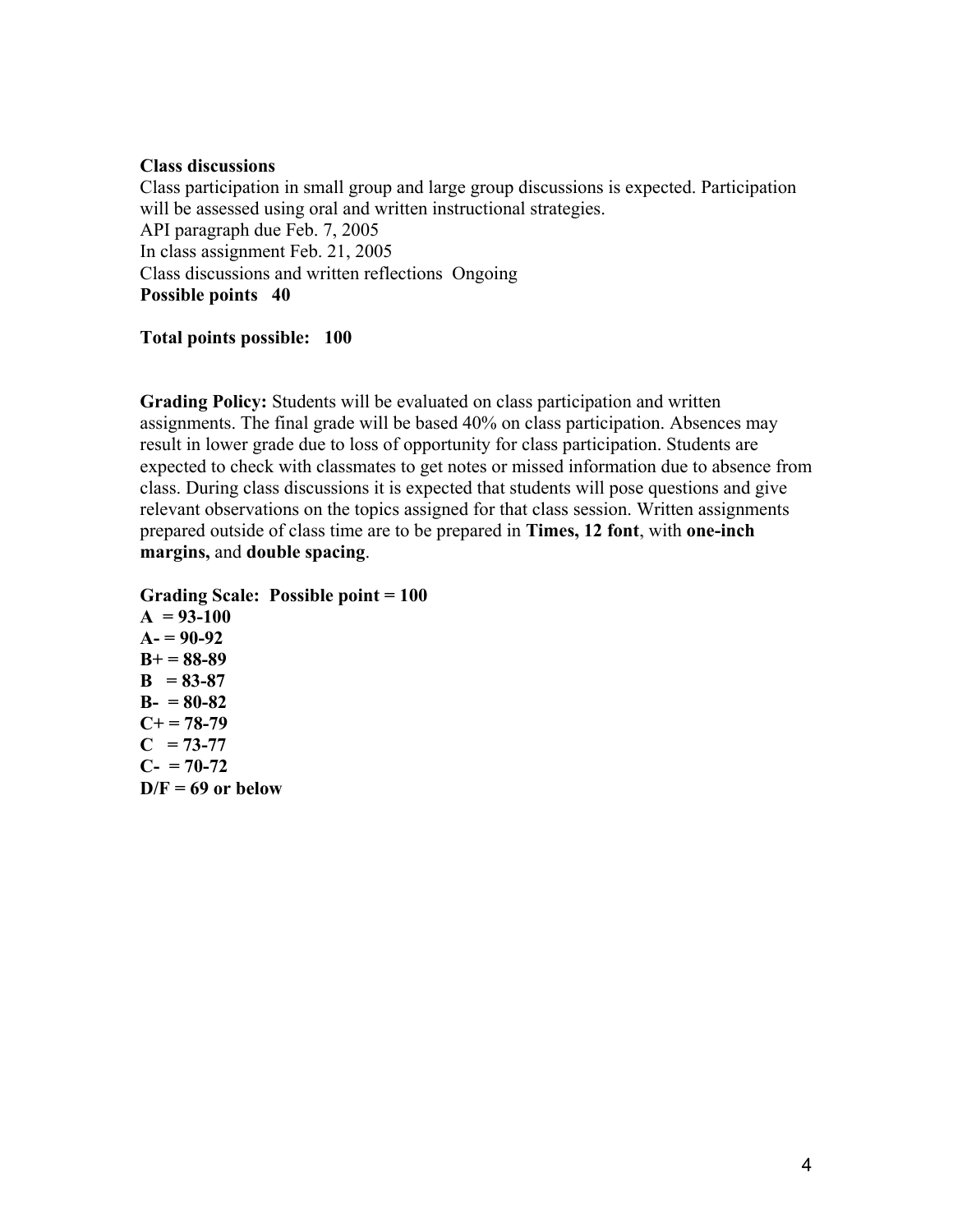**Class discussions**

Class participation in small group and large group discussions is expected. Participation will be assessed using oral and written instructional strategies.

API paragraph due Feb. 7, 2005

In class assignment Feb. 21, 2005

Class discussions and written reflections  Ongoing

**Possible points   40**

**Total points possible:   100**

**Grading Policy:** Students will be evaluated on class participation and written assignments. The final grade will be based 40% on class participation. Absences may result in lower grade due to loss of opportunity for class participation. Students are expected to check with classmates to get notes or missed information due to absence from class. During class discussions it is expected that students will pose questions and give relevant observations on the topics assigned for that class session. Written assignments prepared outside of class time are to be prepared in **Times, 12 font**, with **one-inch margins,** and **double spacing**.

**Grading Scale:  Possible point = 100**

**A  = 93-100**
**A- = 90-92**
**B+ = 88-89**
**B  = 83-87**
**B-  = 80-82**
**C+ = 78-79**
**C  = 73-77**
**C-  = 70-72**
**D/F = 69 or below**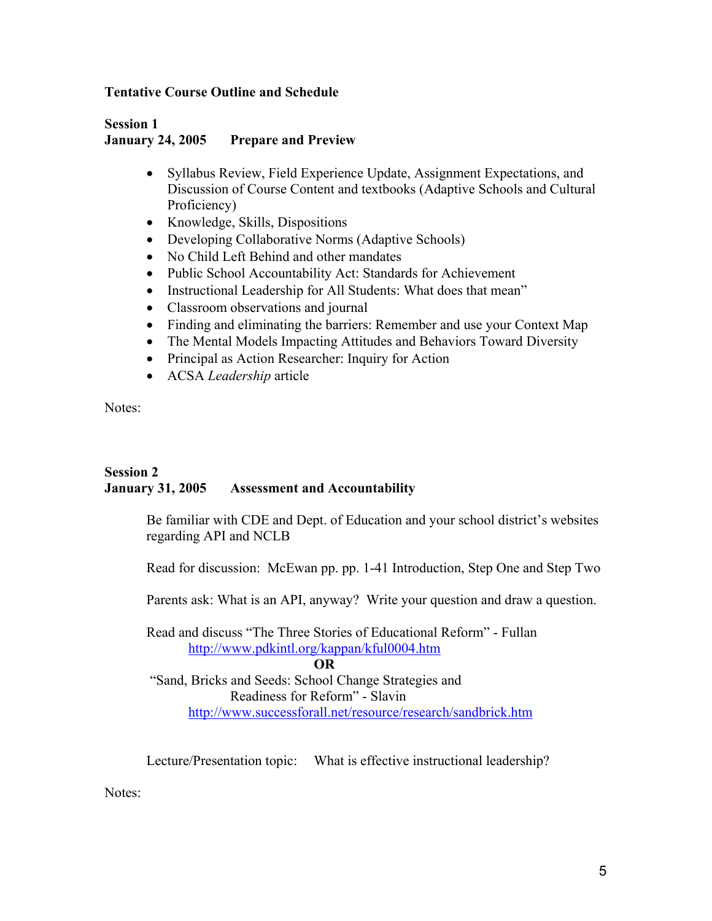**Tentative Course Outline and Schedule**

**Session 1**
**January 24, 2005 Prepare and Preview**

- Syllabus Review, Field Experience Update, Assignment Expectations, and Discussion of Course Content and textbooks (Adaptive Schools and Cultural Proficiency)
- Knowledge, Skills, Dispositions
- Developing Collaborative Norms (Adaptive Schools)
- No Child Left Behind and other mandates
- Public School Accountability Act: Standards for Achievement
- Instructional Leadership for All Students: What does that mean"
- Classroom observations and journal
- Finding and eliminating the barriers: Remember and use your Context Map
- The Mental Models Impacting Attitudes and Behaviors Toward Diversity
- Principal as Action Researcher: Inquiry for Action
- ACSA *Leadership* article

Notes:

**Session 2**
**January 31, 2005 Assessment and Accountability**

Be familiar with CDE and Dept. of Education and your school district's websites regarding API and NCLB

Read for discussion: McEwan pp. pp. 1-41 Introduction, Step One and Step Two

Parents ask: What is an API, anyway? Write your question and draw a question.

Read and discuss "The Three Stories of Educational Reform" - Fullan
http://www.pdkintl.org/kappan/kful0004.htm

**OR**

"Sand, Bricks and Seeds: School Change Strategies and Readiness for Reform" - Slavin
http://www.successforall.net/resource/research/sandbrick.htm

Lecture/Presentation topic: What is effective instructional leadership?

Notes: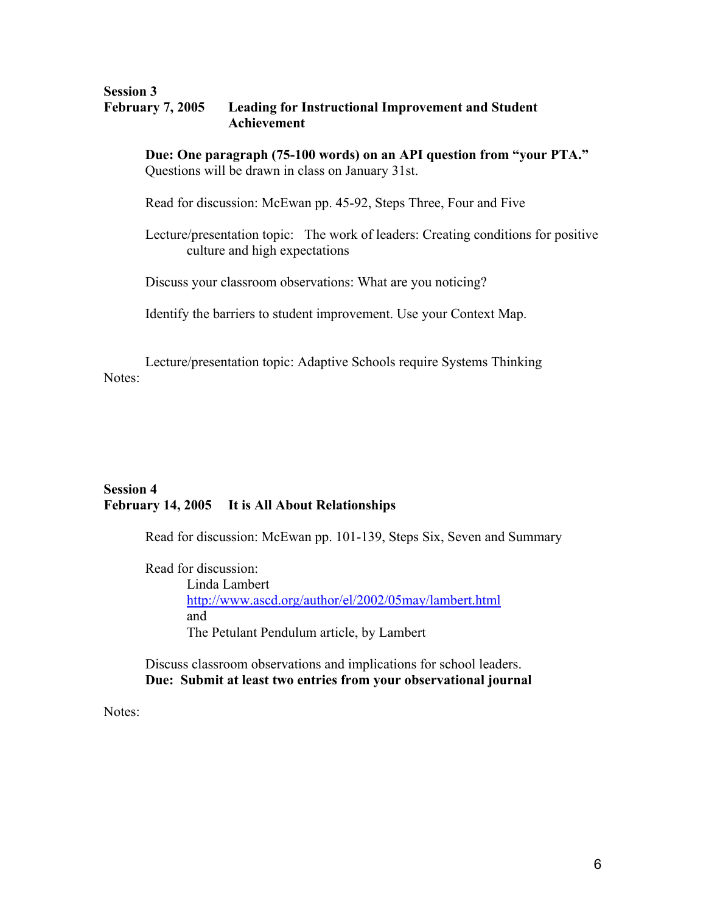**Session 3**
**February 7, 2005 Leading for Instructional Improvement and Student Achievement**

**Due: One paragraph (75-100 words) on an API question from "your PTA."** Questions will be drawn in class on January 31st.

Read for discussion: McEwan pp. 45-92, Steps Three, Four and Five

Lecture/presentation topic: The work of leaders: Creating conditions for positive culture and high expectations

Discuss your classroom observations: What are you noticing?

Identify the barriers to student improvement. Use your Context Map.

Lecture/presentation topic: Adaptive Schools require Systems Thinking

Notes:

**Session 4**
**February 14, 2005 It is All About Relationships**

Read for discussion: McEwan pp. 101-139, Steps Six, Seven and Summary

Read for discussion:
Linda Lambert
http://www.ascd.org/author/el/2002/05may/lambert.html
and
The Petulant Pendulum article, by Lambert

Discuss classroom observations and implications for school leaders.
**Due: Submit at least two entries from your observational journal**

Notes: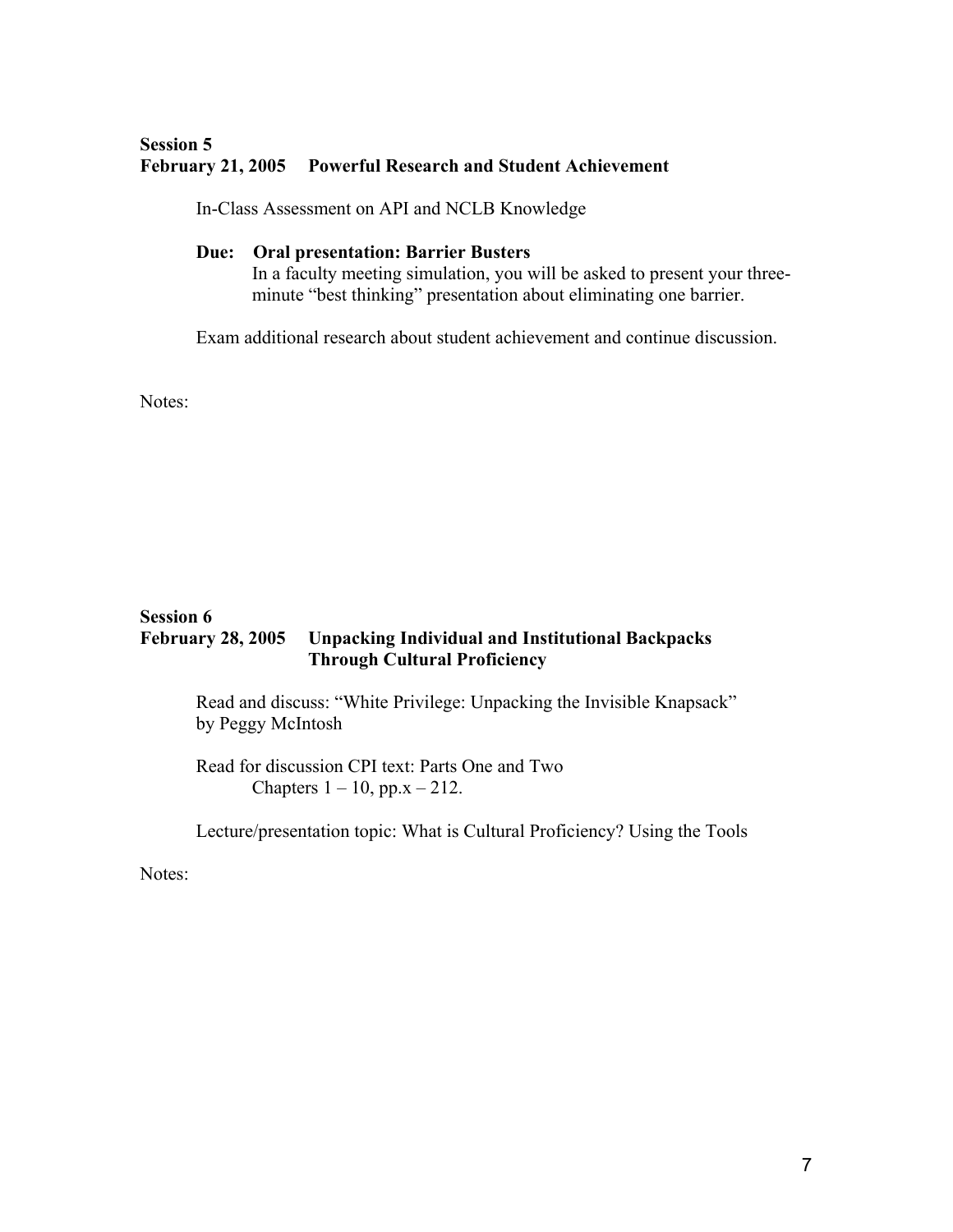**Session 5**
**February 21, 2005 Powerful Research and Student Achievement**

In-Class Assessment on API and NCLB Knowledge

**Due: Oral presentation: Barrier Busters**
In a faculty meeting simulation, you will be asked to present your three-minute "best thinking" presentation about eliminating one barrier.

Exam additional research about student achievement and continue discussion.

Notes:

**Session 6**
**February 28, 2005 Unpacking Individual and Institutional Backpacks Through Cultural Proficiency**

Read and discuss: "White Privilege: Unpacking the Invisible Knapsack" by Peggy McIntosh

Read for discussion CPI text: Parts One and Two
Chapters 1 – 10, pp.x – 212.

Lecture/presentation topic: What is Cultural Proficiency? Using the Tools

Notes: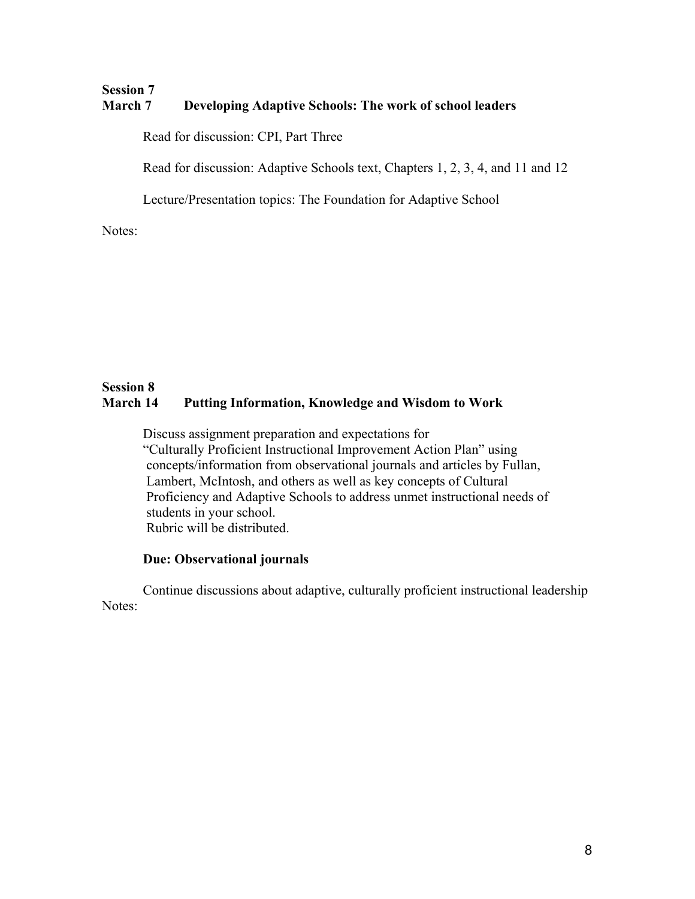**Session 7**
**March 7 Developing Adaptive Schools: The work of school leaders**

Read for discussion: CPI, Part Three

Read for discussion: Adaptive Schools text, Chapters 1, 2, 3, 4, and 11 and 12

Lecture/Presentation topics: The Foundation for Adaptive School

Notes:

**Session 8**
**March 14 Putting Information, Knowledge and Wisdom to Work**

Discuss assignment preparation and expectations for "Culturally Proficient Instructional Improvement Action Plan" using concepts/information from observational journals and articles by Fullan, Lambert, McIntosh, and others as well as key concepts of Cultural Proficiency and Adaptive Schools to address unmet instructional needs of students in your school.
Rubric will be distributed.

**Due: Observational journals**

Continue discussions about adaptive, culturally proficient instructional leadership

Notes: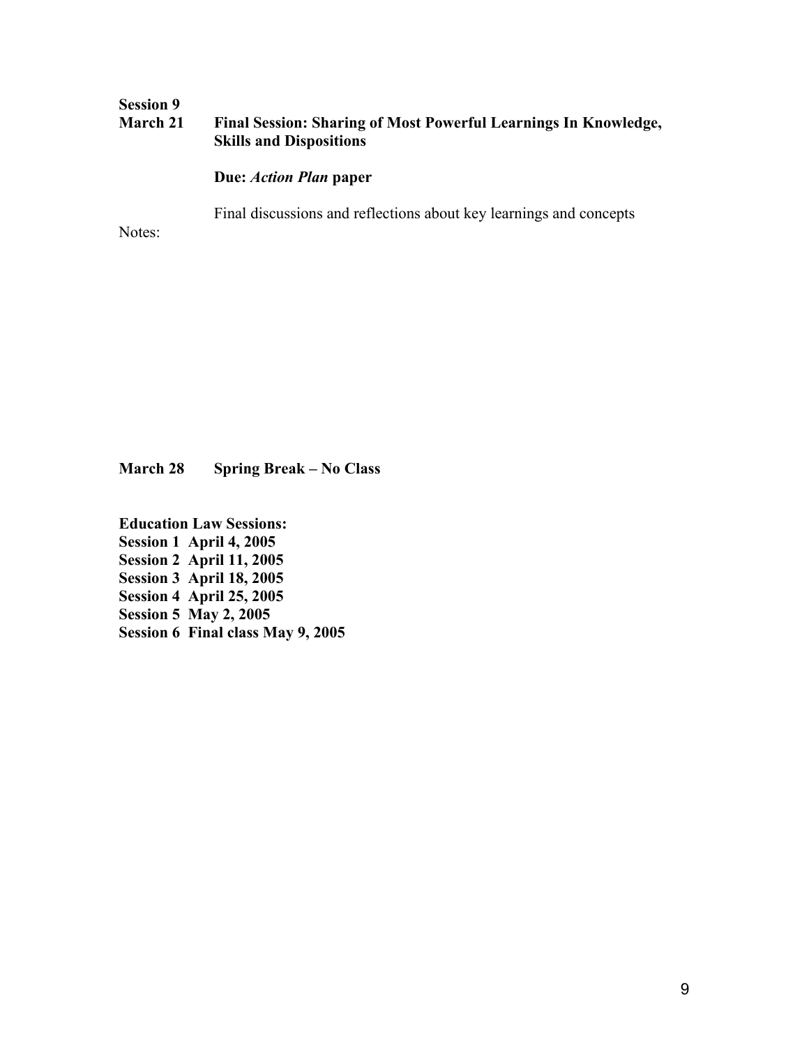**Session 9**
**March 21** **Final Session: Sharing of Most Powerful Learnings In Knowledge, Skills and Dispositions**

**Due:** ***Action Plan*** **paper**

Final discussions and reflections about key learnings and concepts

Notes:

**March 28** **Spring Break – No Class**

**Education Law Sessions:**
**Session 1 April 4, 2005**
**Session 2 April 11, 2005**
**Session 3 April 18, 2005**
**Session 4 April 25, 2005**
**Session 5 May 2, 2005**
**Session 6 Final class May 9, 2005**